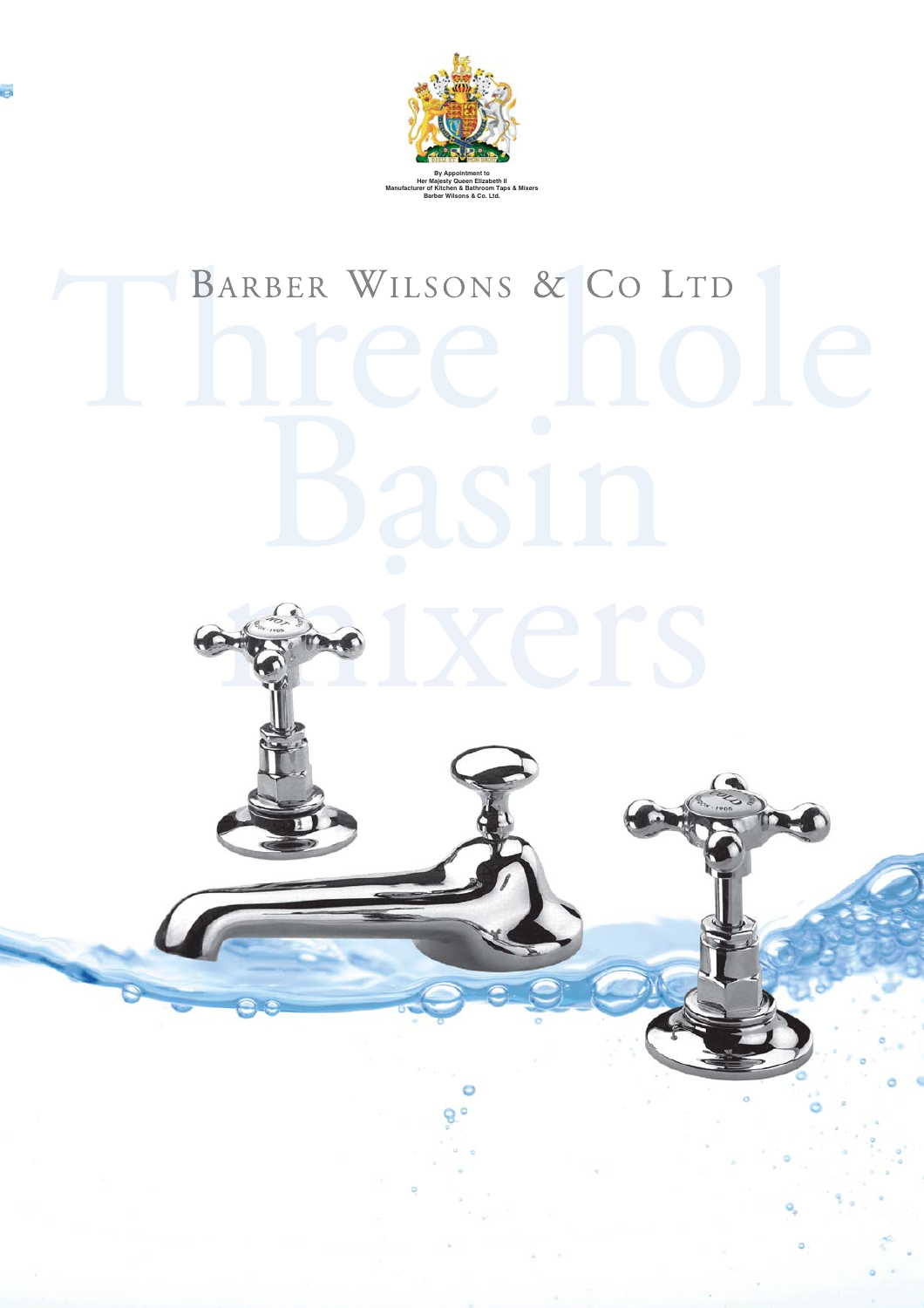By Appointment to
Her Majesty Queen Elizabeth II
Manufacturer of Kitchen & Bathroom Taps & Mixers
Barber Wilsons & Co. Ltd.

# Barber Wilsons & Co Ltd

# Three hole Basin mixers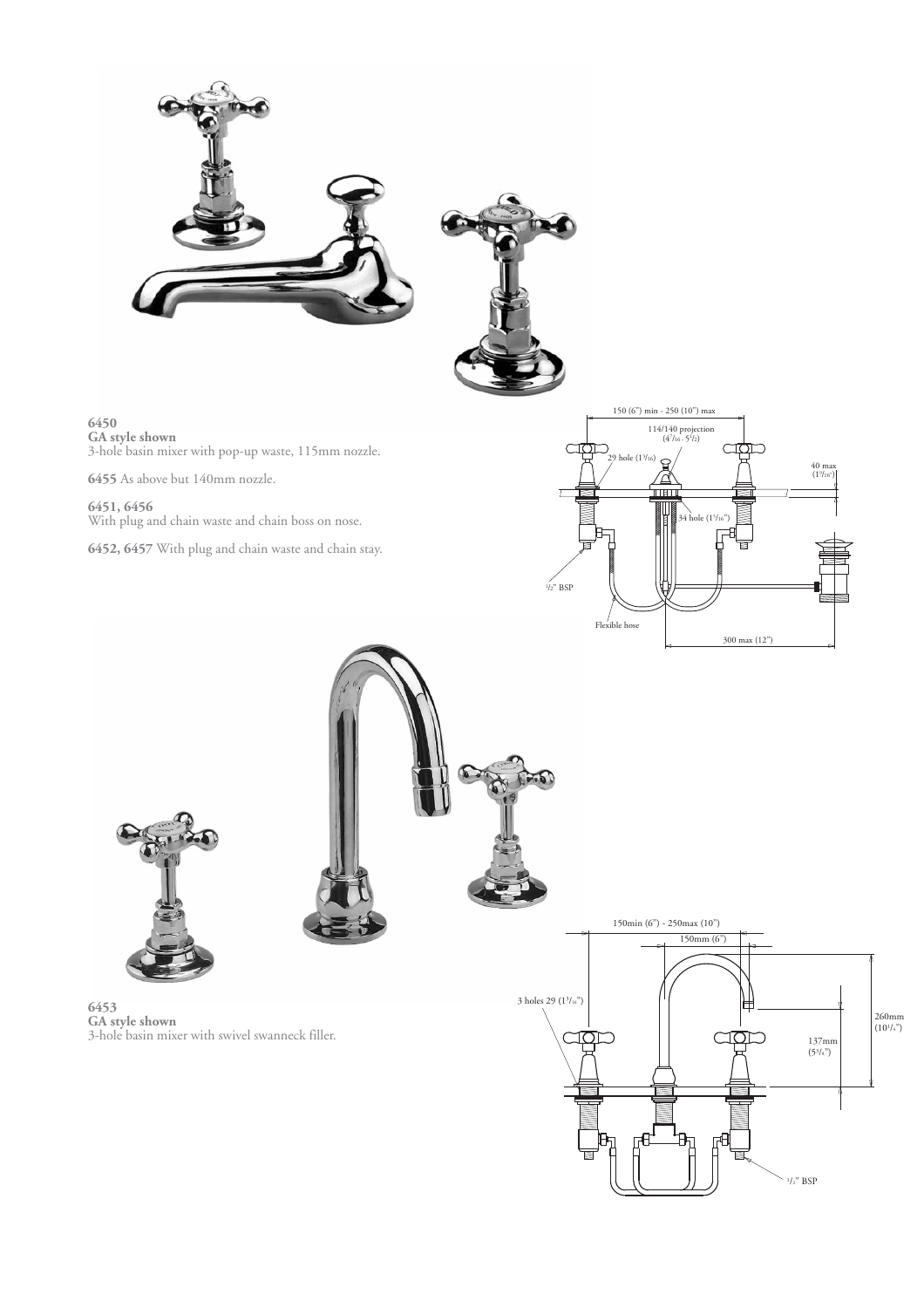**6450**
**GA style shown**
3-hole basin mixer with pop-up waste, 115mm nozzle.

**6455** As above but 140mm nozzle.

**6451, 6456**
With plug and chain waste and chain boss on nose.

**6452, 6457** With plug and chain waste and chain stay.

150 (6") min - 250 (10") max

114/140 projection ($4^{7}/_{16}$ - $5^{1}/_{2}$)

29 hole ($1^{3}/_{16}$)

40 max ($1^{9}/_{16}$")

34 hole ($1^{5}/_{16}$")

$^{1}/_{2}$" BSP

Flexible hose

300 max (12")

**6453**
**GA style shown**
3-hole basin mixer with swivel swanneck filler.

150min (6") - 250max (10")

150mm (6")

3 holes 29 ($1^{1}/_{16}$")

260mm ($10^{1}/_{4}$")

137mm ($5^{3}/_{8}$")

$^{1}/_{2}$" BSP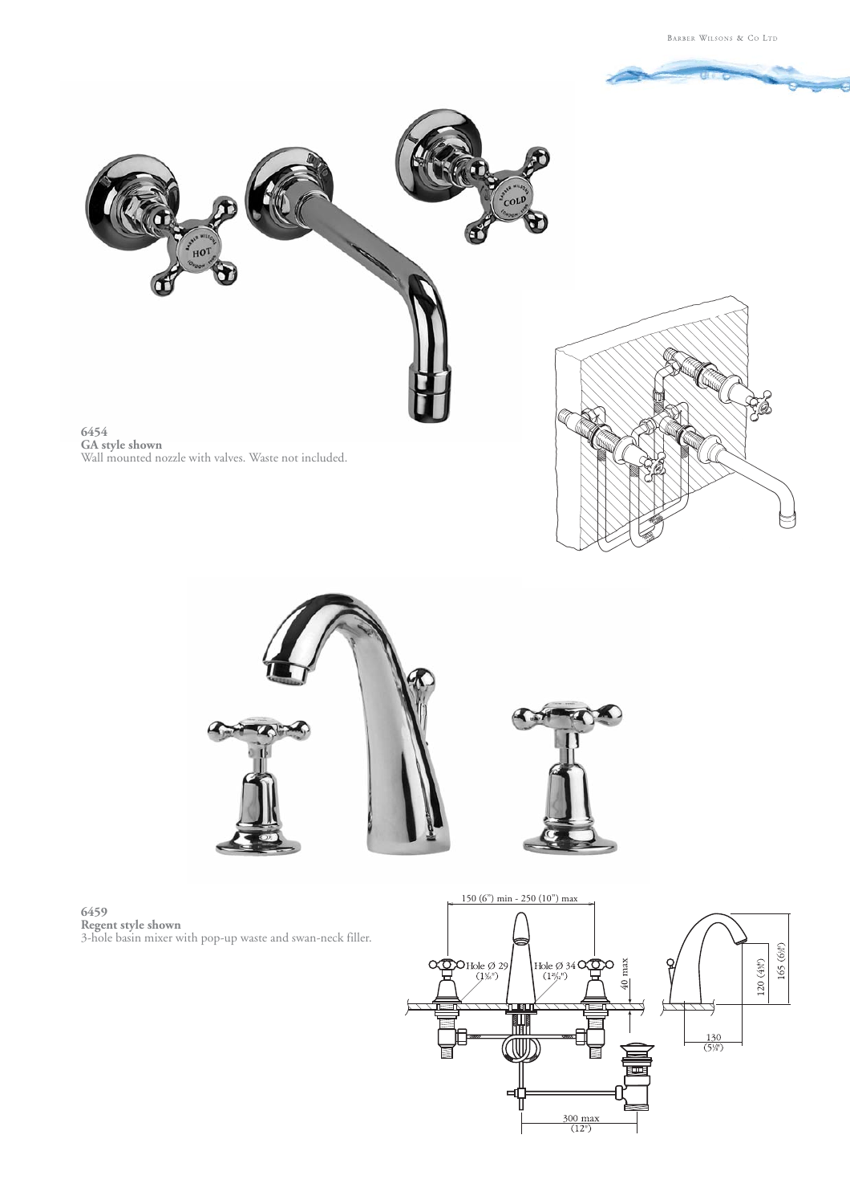**6454**
**GA style shown**
Wall mounted nozzle with valves. Waste not included.

**6459**
**Regent style shown**
3-hole basin mixer with pop-up waste and swan-neck filler.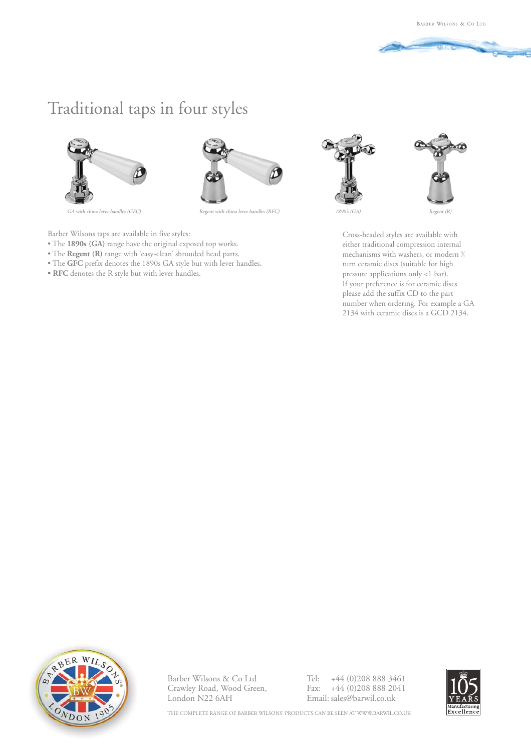# Traditional taps in four styles

*GA with china lever handles (GFC)*

*Regent with china lever handles (RFC)*

*1890's (GA)*

*Regent (R)*

Barber Wilsons taps are available in five styles:

- The **1890s (GA)** range have the original exposed top works.
- The **Regent (R)** range with 'easy-clean' shrouded head parts.
- The **GFC** prefix denotes the 1890s GA style but with lever handles.
- **RFC** denotes the R style but with lever handles.

Cross-headed styles are available with either traditional compression internal mechanisms with washers, or modern ¼ turn ceramic discs (suitable for high pressure applications only <1 bar). If your preference is for ceramic discs please add the suffix CD to the part number when ordering. For example a GA 2134 with ceramic discs is a GCD 2134.

Barber Wilsons & Co Ltd
Crawley Road, Wood Green,
London N22 6AH

Tel: +44 (0)208 888 3461
Fax: +44 (0)208 888 2041
Email: sales@barwil.co.uk

THE COMPLETE RANGE OF BARBER WILSONS' PRODUCTS CAN BE SEEN AT WWW.BARWIL.CO.UK